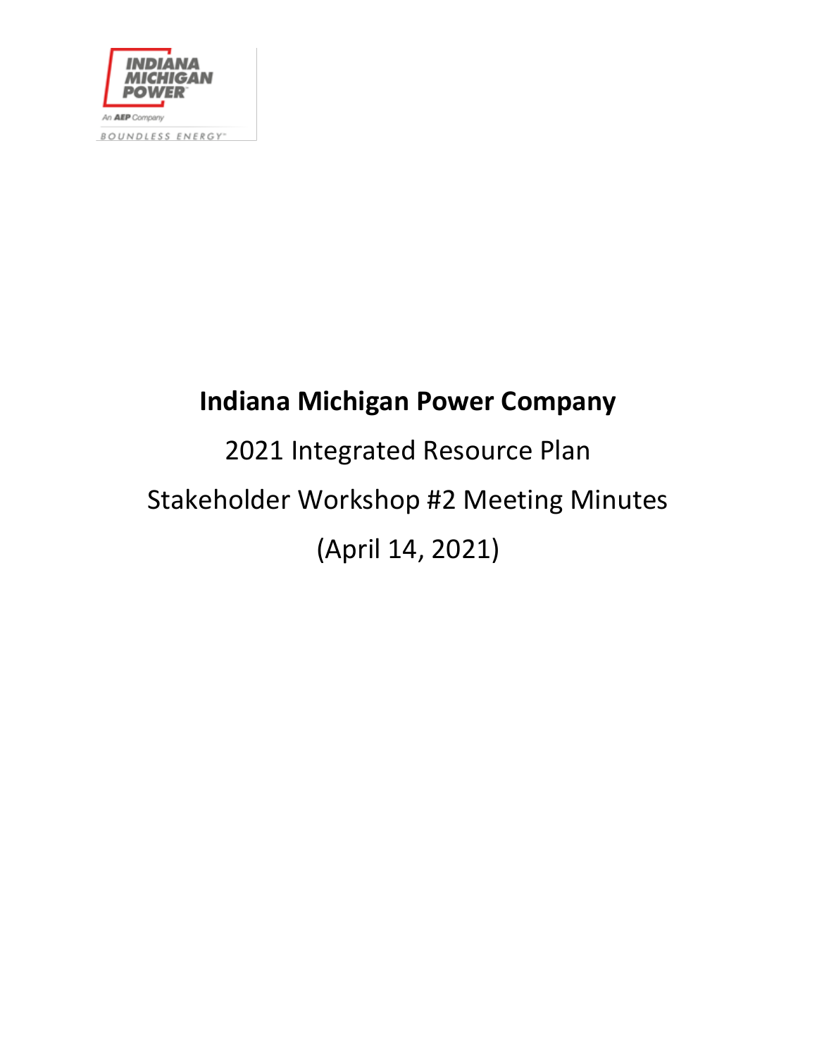INDIANA MICHIGAN POWER

An AEP Company

BOUNDLESS ENERGY

# Indiana Michigan Power Company

2021 Integrated Resource Plan

Stakeholder Workshop #2 Meeting Minutes

(April 14, 2021)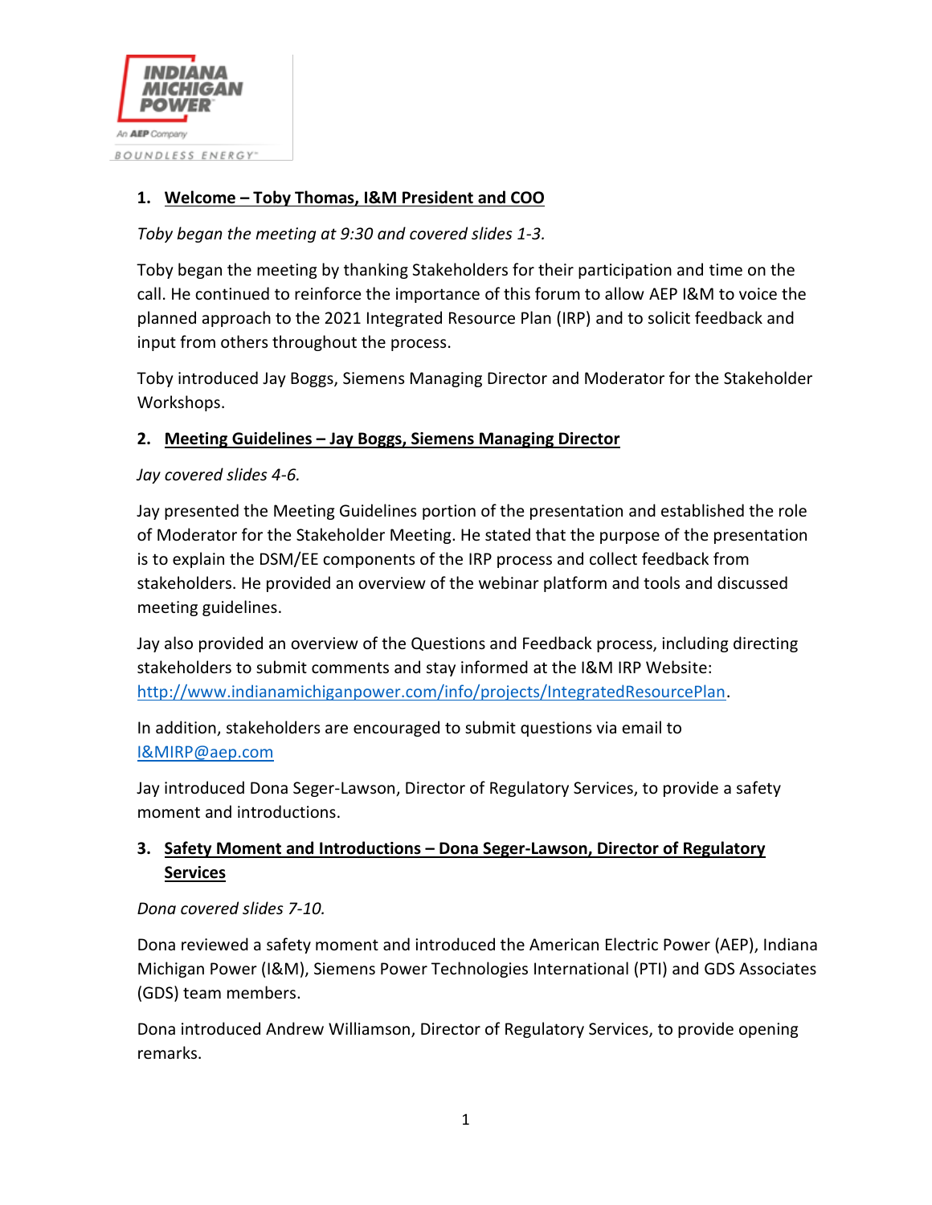1. **Welcome – Toby Thomas, I&M President and COO**

*Toby began the meeting at 9:30 and covered slides 1-3.*

Toby began the meeting by thanking Stakeholders for their participation and time on the call. He continued to reinforce the importance of this forum to allow AEP I&M to voice the planned approach to the 2021 Integrated Resource Plan (IRP) and to solicit feedback and input from others throughout the process.

Toby introduced Jay Boggs, Siemens Managing Director and Moderator for the Stakeholder Workshops.

2. **Meeting Guidelines – Jay Boggs, Siemens Managing Director**

*Jay covered slides 4-6.*

Jay presented the Meeting Guidelines portion of the presentation and established the role of Moderator for the Stakeholder Meeting. He stated that the purpose of the presentation is to explain the DSM/EE components of the IRP process and collect feedback from stakeholders. He provided an overview of the webinar platform and tools and discussed meeting guidelines.

Jay also provided an overview of the Questions and Feedback process, including directing stakeholders to submit comments and stay informed at the I&M IRP Website: http://www.indianamichiganpower.com/info/projects/IntegratedResourcePlan.

In addition, stakeholders are encouraged to submit questions via email to I&MIRP@aep.com

Jay introduced Dona Seger-Lawson, Director of Regulatory Services, to provide a safety moment and introductions.

3. **Safety Moment and Introductions – Dona Seger-Lawson, Director of Regulatory Services**

*Dona covered slides 7-10.*

Dona reviewed a safety moment and introduced the American Electric Power (AEP), Indiana Michigan Power (I&M), Siemens Power Technologies International (PTI) and GDS Associates (GDS) team members.

Dona introduced Andrew Williamson, Director of Regulatory Services, to provide opening remarks.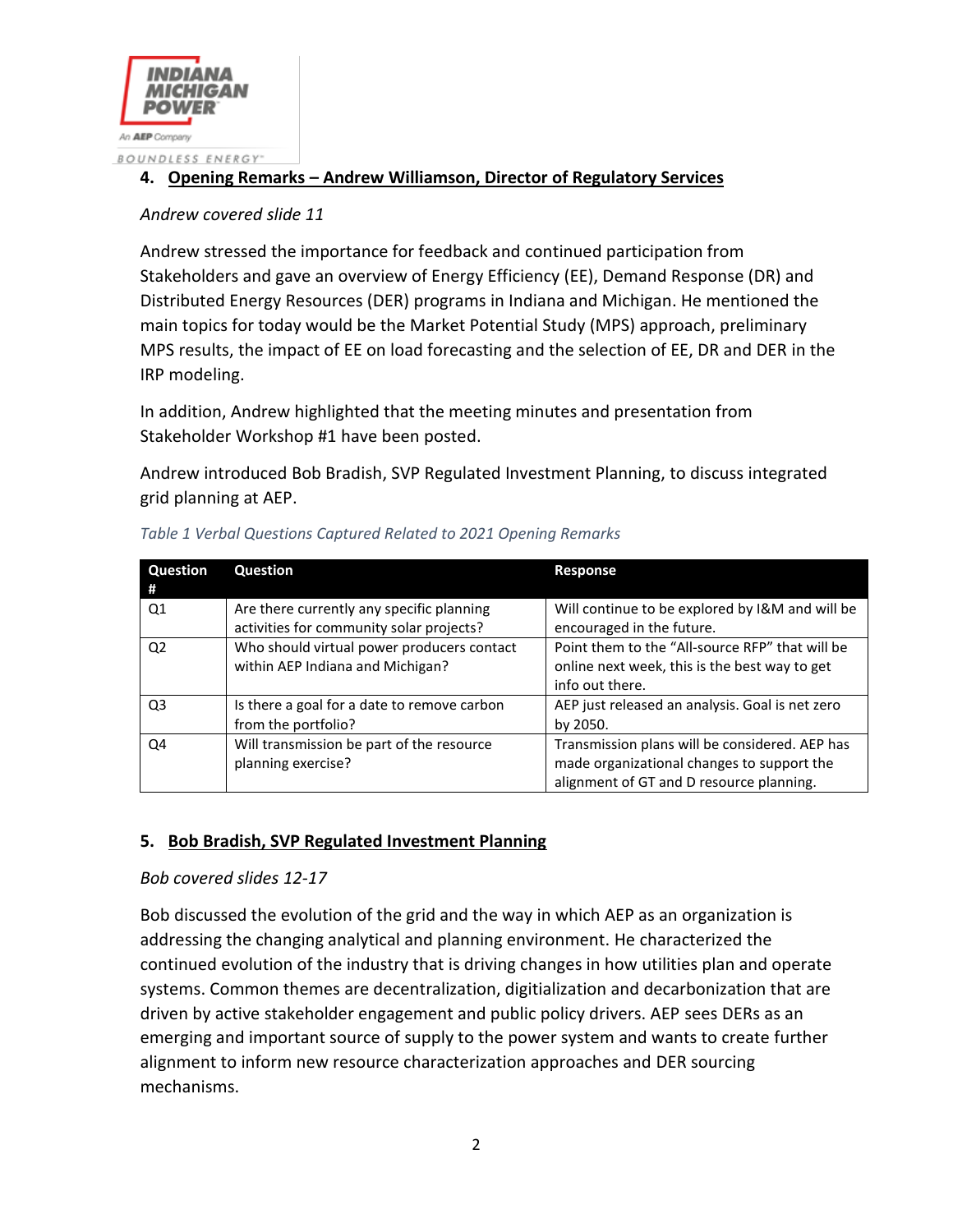## 4. Opening Remarks – Andrew Williamson, Director of Regulatory Services

*Andrew covered slide 11*

Andrew stressed the importance for feedback and continued participation from Stakeholders and gave an overview of Energy Efficiency (EE), Demand Response (DR) and Distributed Energy Resources (DER) programs in Indiana and Michigan. He mentioned the main topics for today would be the Market Potential Study (MPS) approach, preliminary MPS results, the impact of EE on load forecasting and the selection of EE, DR and DER in the IRP modeling.

In addition, Andrew highlighted that the meeting minutes and presentation from Stakeholder Workshop #1 have been posted.

Andrew introduced Bob Bradish, SVP Regulated Investment Planning, to discuss integrated grid planning at AEP.

*Table 1 Verbal Questions Captured Related to 2021 Opening Remarks*

| Question # | Question | Response |
|---|---|---|
| Q1 | Are there currently any specific planning activities for community solar projects? | Will continue to be explored by I&M and will be encouraged in the future. |
| Q2 | Who should virtual power producers contact within AEP Indiana and Michigan? | Point them to the "All-source RFP" that will be online next week, this is the best way to get info out there. |
| Q3 | Is there a goal for a date to remove carbon from the portfolio? | AEP just released an analysis. Goal is net zero by 2050. |
| Q4 | Will transmission be part of the resource planning exercise? | Transmission plans will be considered. AEP has made organizational changes to support the alignment of GT and D resource planning. |

## 5. Bob Bradish, SVP Regulated Investment Planning

*Bob covered slides 12-17*

Bob discussed the evolution of the grid and the way in which AEP as an organization is addressing the changing analytical and planning environment. He characterized the continued evolution of the industry that is driving changes in how utilities plan and operate systems. Common themes are decentralization, digitialization and decarbonization that are driven by active stakeholder engagement and public policy drivers. AEP sees DERs as an emerging and important source of supply to the power system and wants to create further alignment to inform new resource characterization approaches and DER sourcing mechanisms.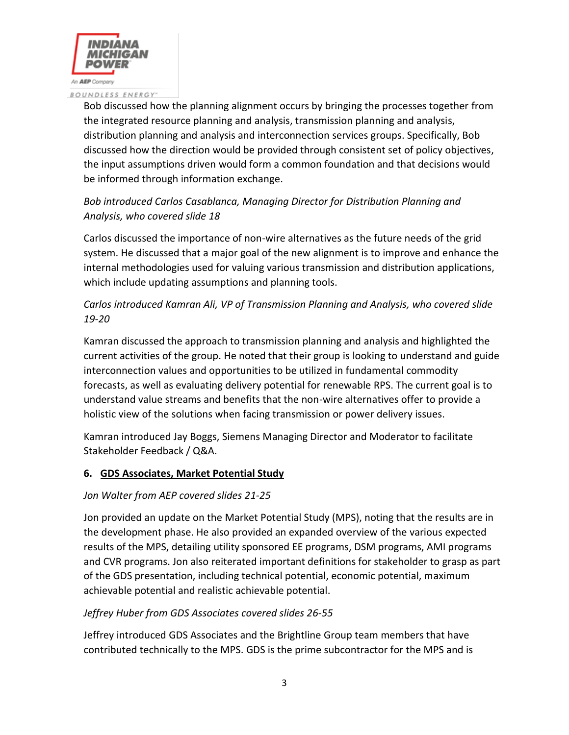Bob discussed how the planning alignment occurs by bringing the processes together from the integrated resource planning and analysis, transmission planning and analysis, distribution planning and analysis and interconnection services groups. Specifically, Bob discussed how the direction would be provided through consistent set of policy objectives, the input assumptions driven would form a common foundation and that decisions would be informed through information exchange.

*Bob introduced Carlos Casablanca, Managing Director for Distribution Planning and Analysis, who covered slide 18*

Carlos discussed the importance of non-wire alternatives as the future needs of the grid system. He discussed that a major goal of the new alignment is to improve and enhance the internal methodologies used for valuing various transmission and distribution applications, which include updating assumptions and planning tools.

*Carlos introduced Kamran Ali, VP of Transmission Planning and Analysis, who covered slide 19-20*

Kamran discussed the approach to transmission planning and analysis and highlighted the current activities of the group. He noted that their group is looking to understand and guide interconnection values and opportunities to be utilized in fundamental commodity forecasts, as well as evaluating delivery potential for renewable RPS. The current goal is to understand value streams and benefits that the non-wire alternatives offer to provide a holistic view of the solutions when facing transmission or power delivery issues.

Kamran introduced Jay Boggs, Siemens Managing Director and Moderator to facilitate Stakeholder Feedback / Q&A.

**6. <u>GDS Associates, Market Potential Study</u>**

*Jon Walter from AEP covered slides 21-25*

Jon provided an update on the Market Potential Study (MPS), noting that the results are in the development phase. He also provided an expanded overview of the various expected results of the MPS, detailing utility sponsored EE programs, DSM programs, AMI programs and CVR programs. Jon also reiterated important definitions for stakeholder to grasp as part of the GDS presentation, including technical potential, economic potential, maximum achievable potential and realistic achievable potential.

*Jeffrey Huber from GDS Associates covered slides 26-55*

Jeffrey introduced GDS Associates and the Brightline Group team members that have contributed technically to the MPS. GDS is the prime subcontractor for the MPS and is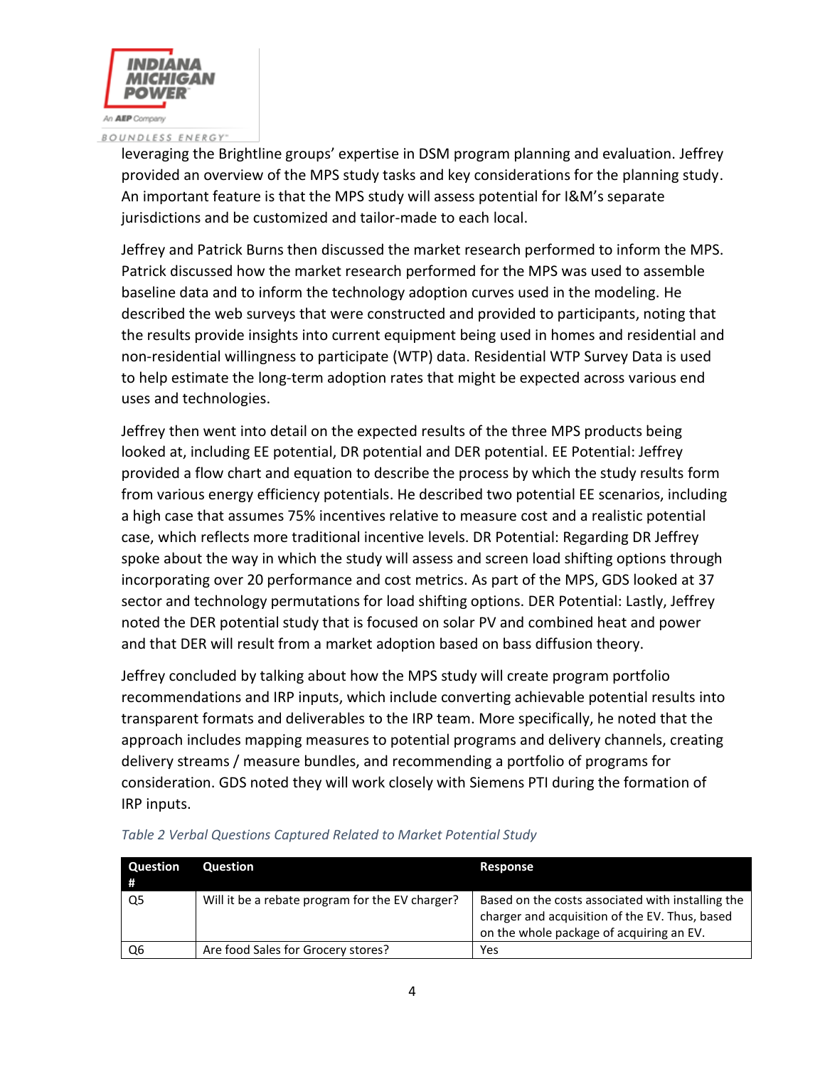leveraging the Brightline groups' expertise in DSM program planning and evaluation. Jeffrey provided an overview of the MPS study tasks and key considerations for the planning study. An important feature is that the MPS study will assess potential for I&M's separate jurisdictions and be customized and tailor-made to each local.

Jeffrey and Patrick Burns then discussed the market research performed to inform the MPS. Patrick discussed how the market research performed for the MPS was used to assemble baseline data and to inform the technology adoption curves used in the modeling. He described the web surveys that were constructed and provided to participants, noting that the results provide insights into current equipment being used in homes and residential and non-residential willingness to participate (WTP) data. Residential WTP Survey Data is used to help estimate the long-term adoption rates that might be expected across various end uses and technologies.

Jeffrey then went into detail on the expected results of the three MPS products being looked at, including EE potential, DR potential and DER potential. EE Potential: Jeffrey provided a flow chart and equation to describe the process by which the study results form from various energy efficiency potentials. He described two potential EE scenarios, including a high case that assumes 75% incentives relative to measure cost and a realistic potential case, which reflects more traditional incentive levels. DR Potential: Regarding DR Jeffrey spoke about the way in which the study will assess and screen load shifting options through incorporating over 20 performance and cost metrics. As part of the MPS, GDS looked at 37 sector and technology permutations for load shifting options. DER Potential: Lastly, Jeffrey noted the DER potential study that is focused on solar PV and combined heat and power and that DER will result from a market adoption based on bass diffusion theory.

Jeffrey concluded by talking about how the MPS study will create program portfolio recommendations and IRP inputs, which include converting achievable potential results into transparent formats and deliverables to the IRP team. More specifically, he noted that the approach includes mapping measures to potential programs and delivery channels, creating delivery streams / measure bundles, and recommending a portfolio of programs for consideration. GDS noted they will work closely with Siemens PTI during the formation of IRP inputs.

*Table 2 Verbal Questions Captured Related to Market Potential Study*

| Question # | Question | Response |
|---|---|---|
| Q5 | Will it be a rebate program for the EV charger? | Based on the costs associated with installing the charger and acquisition of the EV. Thus, based on the whole package of acquiring an EV. |
| Q6 | Are food Sales for Grocery stores? | Yes |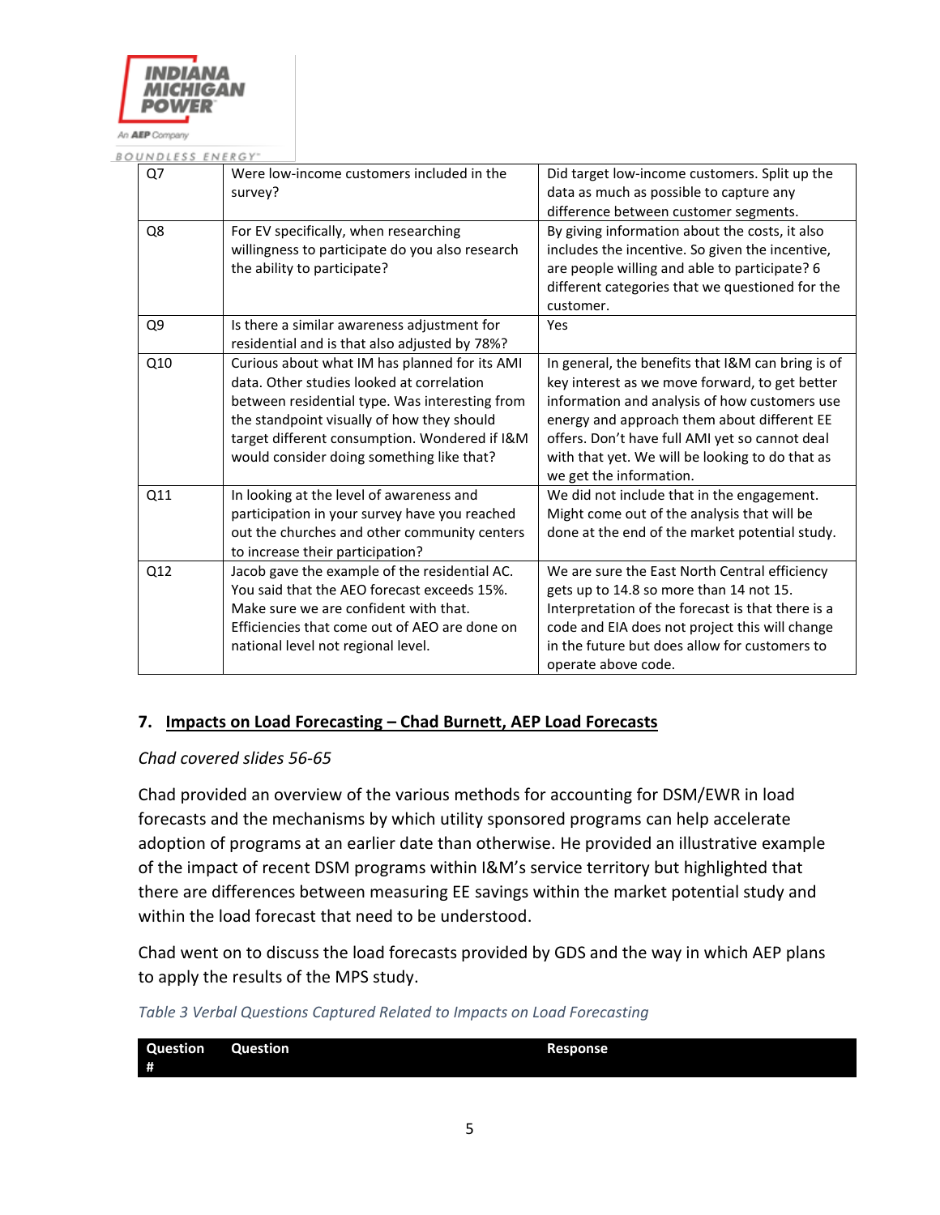| | | |
|---|---|---|
| Q7 | Were low-income customers included in the survey? | Did target low-income customers. Split up the data as much as possible to capture any difference between customer segments. |
| Q8 | For EV specifically, when researching willingness to participate do you also research the ability to participate? | By giving information about the costs, it also includes the incentive. So given the incentive, are people willing and able to participate? 6 different categories that we questioned for the customer. |
| Q9 | Is there a similar awareness adjustment for residential and is that also adjusted by 78%? | Yes |
| Q10 | Curious about what IM has planned for its AMI data. Other studies looked at correlation between residential type. Was interesting from the standpoint visually of how they should target different consumption. Wondered if I&M would consider doing something like that? | In general, the benefits that I&M can bring is of key interest as we move forward, to get better information and analysis of how customers use energy and approach them about different EE offers. Don't have full AMI yet so cannot deal with that yet. We will be looking to do that as we get the information. |
| Q11 | In looking at the level of awareness and participation in your survey have you reached out the churches and other community centers to increase their participation? | We did not include that in the engagement. Might come out of the analysis that will be done at the end of the market potential study. |
| Q12 | Jacob gave the example of the residential AC. You said that the AEO forecast exceeds 15%. Make sure we are confident with that. Efficiencies that come out of AEO are done on national level not regional level. | We are sure the East North Central efficiency gets up to 14.8 so more than 14 not 15. Interpretation of the forecast is that there is a code and EIA does not project this will change in the future but does allow for customers to operate above code. |

## 7. Impacts on Load Forecasting – Chad Burnett, AEP Load Forecasts

*Chad covered slides 56-65*

Chad provided an overview of the various methods for accounting for DSM/EWR in load forecasts and the mechanisms by which utility sponsored programs can help accelerate adoption of programs at an earlier date than otherwise. He provided an illustrative example of the impact of recent DSM programs within I&M's service territory but highlighted that there are differences between measuring EE savings within the market potential study and within the load forecast that need to be understood.

Chad went on to discuss the load forecasts provided by GDS and the way in which AEP plans to apply the results of the MPS study.

*Table 3 Verbal Questions Captured Related to Impacts on Load Forecasting*

| Question # | Question | Response |
|---|---|---|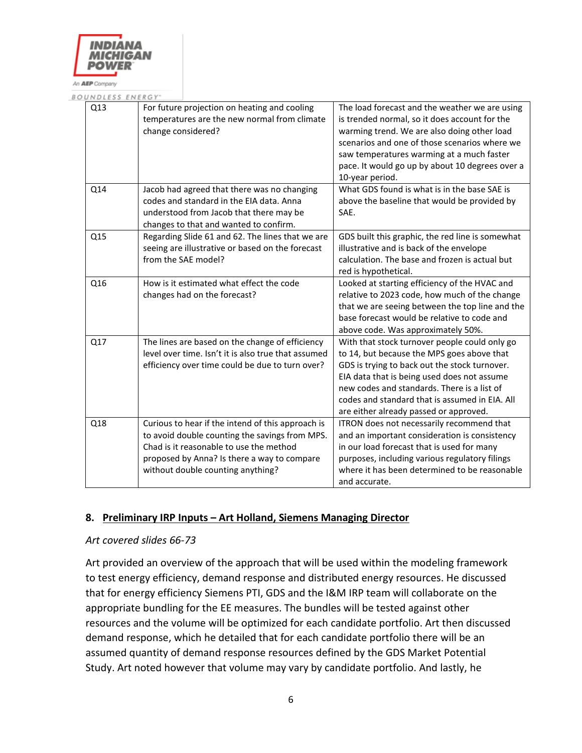| | | |
|---|---|---|
| Q13 | For future projection on heating and cooling temperatures are the new normal from climate change considered? | The load forecast and the weather we are using is trended normal, so it does account for the warming trend. We are also doing other load scenarios and one of those scenarios where we saw temperatures warming at a much faster pace. It would go up by about 10 degrees over a 10-year period. |
| Q14 | Jacob had agreed that there was no changing codes and standard in the EIA data. Anna understood from Jacob that there may be changes to that and wanted to confirm. | What GDS found is what is in the base SAE is above the baseline that would be provided by SAE. |
| Q15 | Regarding Slide 61 and 62. The lines that we are seeing are illustrative or based on the forecast from the SAE model? | GDS built this graphic, the red line is somewhat illustrative and is back of the envelope calculation. The base and frozen is actual but red is hypothetical. |
| Q16 | How is it estimated what effect the code changes had on the forecast? | Looked at starting efficiency of the HVAC and relative to 2023 code, how much of the change that we are seeing between the top line and the base forecast would be relative to code and above code. Was approximately 50%. |
| Q17 | The lines are based on the change of efficiency level over time. Isn't it is also true that assumed efficiency over time could be due to turn over? | With that stock turnover people could only go to 14, but because the MPS goes above that GDS is trying to back out the stock turnover. EIA data that is being used does not assume new codes and standards. There is a list of codes and standard that is assumed in EIA. All are either already passed or approved. |
| Q18 | Curious to hear if the intend of this approach is to avoid double counting the savings from MPS. Chad is it reasonable to use the method proposed by Anna? Is there a way to compare without double counting anything? | ITRON does not necessarily recommend that and an important consideration is consistency in our load forecast that is used for many purposes, including various regulatory filings where it has been determined to be reasonable and accurate. |

## 8. Preliminary IRP Inputs – Art Holland, Siemens Managing Director

*Art covered slides 66-73*

Art provided an overview of the approach that will be used within the modeling framework to test energy efficiency, demand response and distributed energy resources. He discussed that for energy efficiency Siemens PTI, GDS and the I&M IRP team will collaborate on the appropriate bundling for the EE measures. The bundles will be tested against other resources and the volume will be optimized for each candidate portfolio. Art then discussed demand response, which he detailed that for each candidate portfolio there will be an assumed quantity of demand response resources defined by the GDS Market Potential Study. Art noted however that volume may vary by candidate portfolio. And lastly, he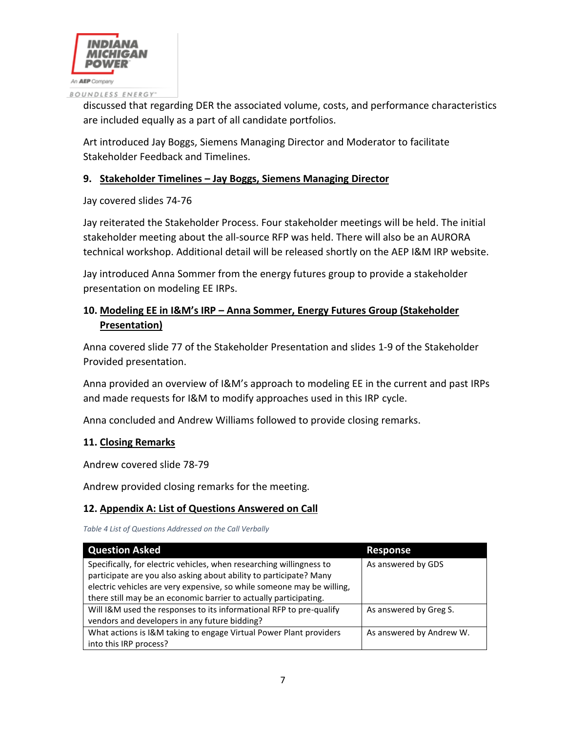discussed that regarding DER the associated volume, costs, and performance characteristics are included equally as a part of all candidate portfolios.

Art introduced Jay Boggs, Siemens Managing Director and Moderator to facilitate Stakeholder Feedback and Timelines.

### 9. Stakeholder Timelines – Jay Boggs, Siemens Managing Director

Jay covered slides 74-76

Jay reiterated the Stakeholder Process. Four stakeholder meetings will be held. The initial stakeholder meeting about the all-source RFP was held. There will also be an AURORA technical workshop. Additional detail will be released shortly on the AEP I&M IRP website.

Jay introduced Anna Sommer from the energy futures group to provide a stakeholder presentation on modeling EE IRPs.

### 10. Modeling EE in I&M's IRP – Anna Sommer, Energy Futures Group (Stakeholder Presentation)

Anna covered slide 77 of the Stakeholder Presentation and slides 1-9 of the Stakeholder Provided presentation.

Anna provided an overview of I&M's approach to modeling EE in the current and past IRPs and made requests for I&M to modify approaches used in this IRP cycle.

Anna concluded and Andrew Williams followed to provide closing remarks.

### 11. Closing Remarks

Andrew covered slide 78-79

Andrew provided closing remarks for the meeting.

### 12. Appendix A: List of Questions Answered on Call

*Table 4 List of Questions Addressed on the Call Verbally*

| Question Asked | Response |
| --- | --- |
| Specifically, for electric vehicles, when researching willingness to participate are you also asking about ability to participate? Many electric vehicles are very expensive, so while someone may be willing, there still may be an economic barrier to actually participating. | As answered by GDS |
| Will I&M used the responses to its informational RFP to pre-qualify vendors and developers in any future bidding? | As answered by Greg S. |
| What actions is I&M taking to engage Virtual Power Plant providers into this IRP process? | As answered by Andrew W. |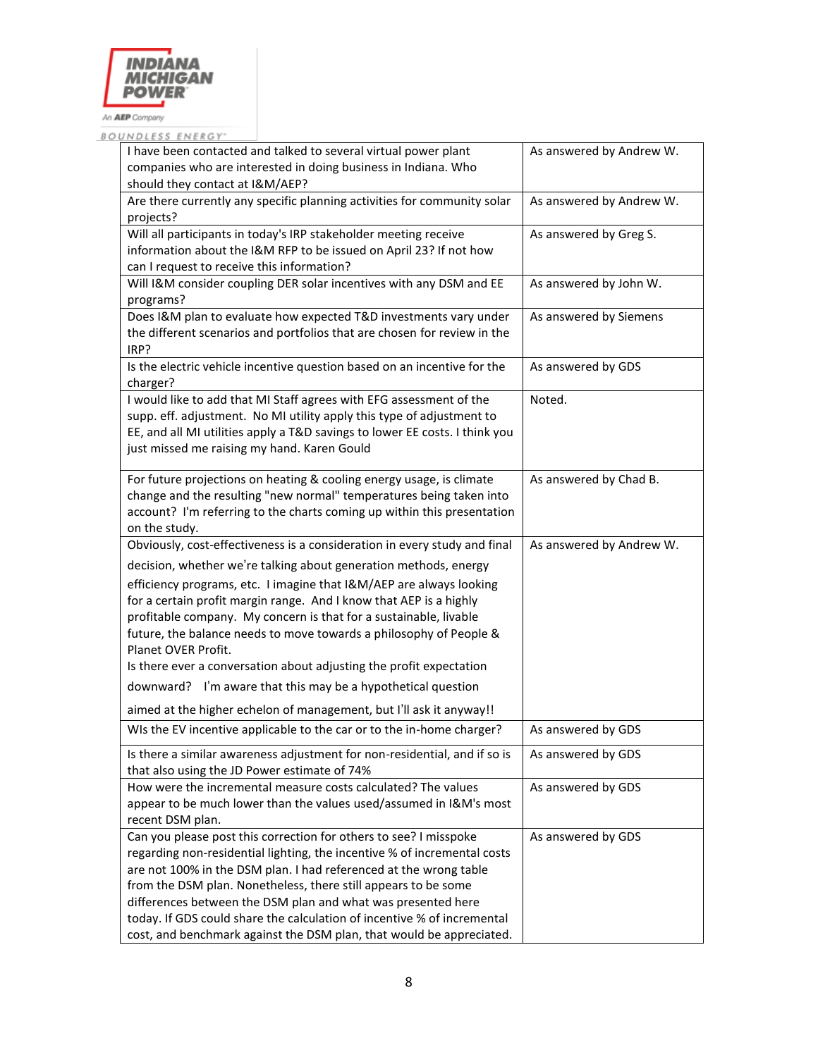| | |
|---|---|
| I have been contacted and talked to several virtual power plant companies who are interested in doing business in Indiana. Who should they contact at I&M/AEP? | As answered by Andrew W. |
| Are there currently any specific planning activities for community solar projects? | As answered by Andrew W. |
| Will all participants in today's IRP stakeholder meeting receive information about the I&M RFP to be issued on April 23? If not how can I request to receive this information? | As answered by Greg S. |
| Will I&M consider coupling DER solar incentives with any DSM and EE programs? | As answered by John W. |
| Does I&M plan to evaluate how expected T&D investments vary under the different scenarios and portfolios that are chosen for review in the IRP? | As answered by Siemens |
| Is the electric vehicle incentive question based on an incentive for the charger? | As answered by GDS |
| I would like to add that MI Staff agrees with EFG assessment of the supp. eff. adjustment. No MI utility apply this type of adjustment to EE, and all MI utilities apply a T&D savings to lower EE costs. I think you just missed me raising my hand. Karen Gould | Noted. |
| For future projections on heating & cooling energy usage, is climate change and the resulting "new normal" temperatures being taken into account? I'm referring to the charts coming up within this presentation on the study. | As answered by Chad B. |
| Obviously, cost-effectiveness is a consideration in every study and final decision, whether we're talking about generation methods, energy efficiency programs, etc. I imagine that I&M/AEP are always looking for a certain profit margin range. And I know that AEP is a highly profitable company. My concern is that for a sustainable, livable future, the balance needs to move towards a philosophy of People & Planet OVER Profit. Is there ever a conversation about adjusting the profit expectation downward? I'm aware that this may be a hypothetical question aimed at the higher echelon of management, but I'll ask it anyway!! | As answered by Andrew W. |
| WIs the EV incentive applicable to the car or to the in-home charger? | As answered by GDS |
| Is there a similar awareness adjustment for non-residential, and if so is that also using the JD Power estimate of 74% | As answered by GDS |
| How were the incremental measure costs calculated? The values appear to be much lower than the values used/assumed in I&M's most recent DSM plan. | As answered by GDS |
| Can you please post this correction for others to see? I misspoke regarding non-residential lighting, the incentive % of incremental costs are not 100% in the DSM plan. I had referenced at the wrong table from the DSM plan. Nonetheless, there still appears to be some differences between the DSM plan and what was presented here today. If GDS could share the calculation of incentive % of incremental cost, and benchmark against the DSM plan, that would be appreciated. | As answered by GDS |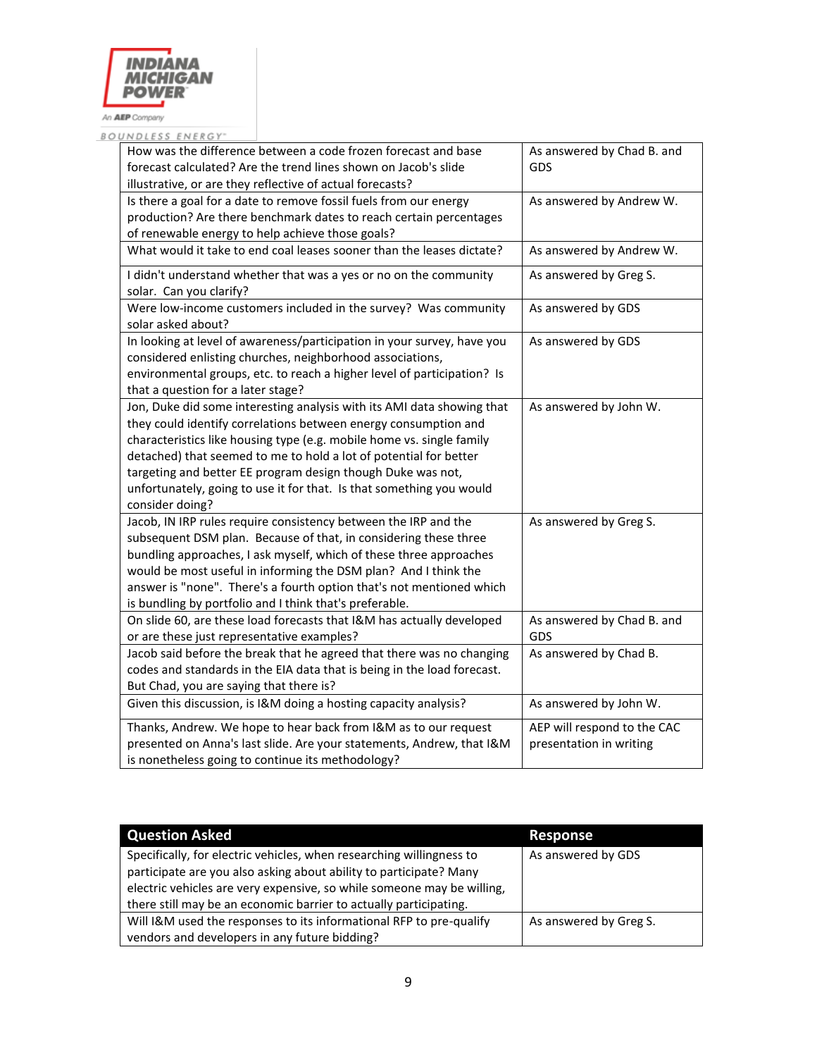| | |
|---|---|
| How was the difference between a code frozen forecast and base forecast calculated? Are the trend lines shown on Jacob's slide illustrative, or are they reflective of actual forecasts? | As answered by Chad B. and GDS |
| Is there a goal for a date to remove fossil fuels from our energy production? Are there benchmark dates to reach certain percentages of renewable energy to help achieve those goals? | As answered by Andrew W. |
| What would it take to end coal leases sooner than the leases dictate? | As answered by Andrew W. |
| I didn't understand whether that was a yes or no on the community solar. Can you clarify? | As answered by Greg S. |
| Were low-income customers included in the survey? Was community solar asked about? | As answered by GDS |
| In looking at level of awareness/participation in your survey, have you considered enlisting churches, neighborhood associations, environmental groups, etc. to reach a higher level of participation? Is that a question for a later stage? | As answered by GDS |
| Jon, Duke did some interesting analysis with its AMI data showing that they could identify correlations between energy consumption and characteristics like housing type (e.g. mobile home vs. single family detached) that seemed to me to hold a lot of potential for better targeting and better EE program design though Duke was not, unfortunately, going to use it for that. Is that something you would consider doing? | As answered by John W. |
| Jacob, IN IRP rules require consistency between the IRP and the subsequent DSM plan. Because of that, in considering these three bundling approaches, I ask myself, which of these three approaches would be most useful in informing the DSM plan? And I think the answer is "none". There's a fourth option that's not mentioned which is bundling by portfolio and I think that's preferable. | As answered by Greg S. |
| On slide 60, are these load forecasts that I&M has actually developed or are these just representative examples? | As answered by Chad B. and GDS |
| Jacob said before the break that he agreed that there was no changing codes and standards in the EIA data that is being in the load forecast. But Chad, you are saying that there is? | As answered by Chad B. |
| Given this discussion, is I&M doing a hosting capacity analysis? | As answered by John W. |
| Thanks, Andrew. We hope to hear back from I&M as to our request presented on Anna's last slide. Are your statements, Andrew, that I&M is nonetheless going to continue its methodology? | AEP will respond to the CAC presentation in writing |

| Question Asked | Response |
|---|---|
| Specifically, for electric vehicles, when researching willingness to participate are you also asking about ability to participate? Many electric vehicles are very expensive, so while someone may be willing, there still may be an economic barrier to actually participating. | As answered by GDS |
| Will I&M used the responses to its informational RFP to pre-qualify vendors and developers in any future bidding? | As answered by Greg S. |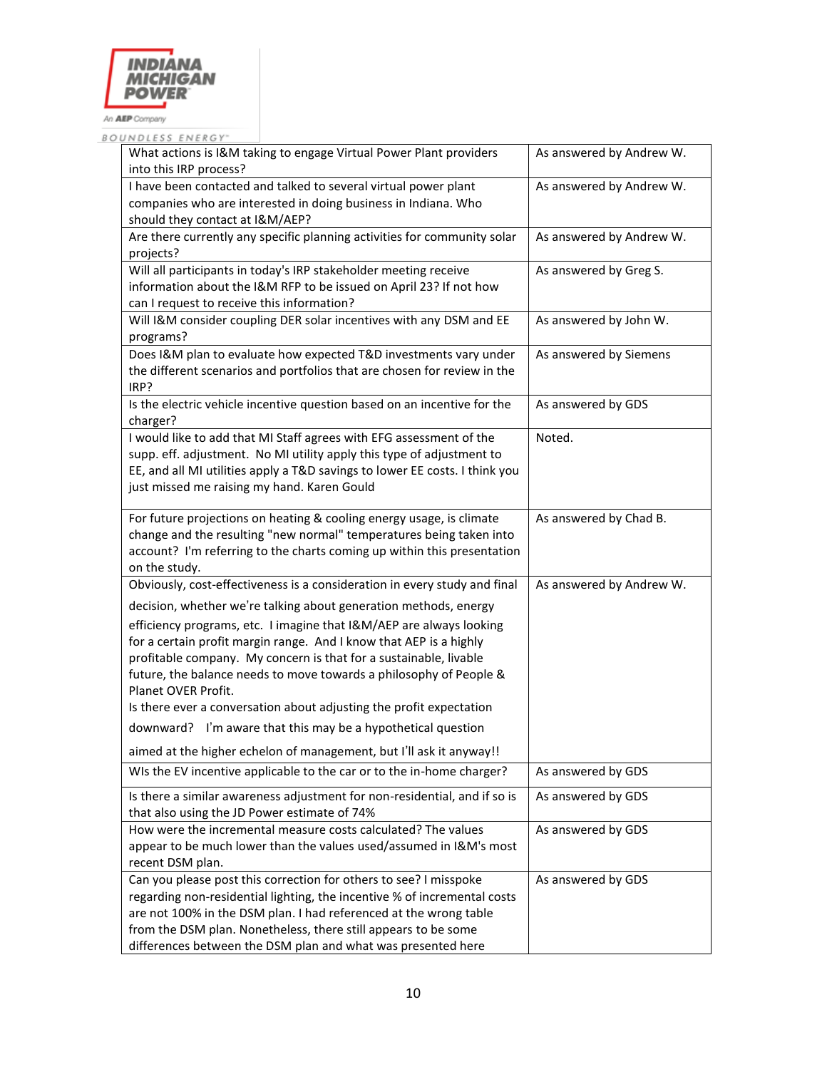| Question | Response |
|---|---|
| What actions is I&M taking to engage Virtual Power Plant providers into this IRP process? | As answered by Andrew W. |
| I have been contacted and talked to several virtual power plant companies who are interested in doing business in Indiana. Who should they contact at I&M/AEP? | As answered by Andrew W. |
| Are there currently any specific planning activities for community solar projects? | As answered by Andrew W. |
| Will all participants in today's IRP stakeholder meeting receive information about the I&M RFP to be issued on April 23? If not how can I request to receive this information? | As answered by Greg S. |
| Will I&M consider coupling DER solar incentives with any DSM and EE programs? | As answered by John W. |
| Does I&M plan to evaluate how expected T&D investments vary under the different scenarios and portfolios that are chosen for review in the IRP? | As answered by Siemens |
| Is the electric vehicle incentive question based on an incentive for the charger? | As answered by GDS |
| I would like to add that MI Staff agrees with EFG assessment of the supp. eff. adjustment. No MI utility apply this type of adjustment to EE, and all MI utilities apply a T&D savings to lower EE costs. I think you just missed me raising my hand. Karen Gould | Noted. |
| For future projections on heating & cooling energy usage, is climate change and the resulting "new normal" temperatures being taken into account? I'm referring to the charts coming up within this presentation on the study. | As answered by Chad B. |
| Obviously, cost-effectiveness is a consideration in every study and final decision, whether we're talking about generation methods, energy efficiency programs, etc. I imagine that I&M/AEP are always looking for a certain profit margin range. And I know that AEP is a highly profitable company. My concern is that for a sustainable, livable future, the balance needs to move towards a philosophy of People & Planet OVER Profit. Is there ever a conversation about adjusting the profit expectation downward? I'm aware that this may be a hypothetical question aimed at the higher echelon of management, but I'll ask it anyway!! | As answered by Andrew W. |
| WIs the EV incentive applicable to the car or to the in-home charger? | As answered by GDS |
| Is there a similar awareness adjustment for non-residential, and if so is that also using the JD Power estimate of 74% | As answered by GDS |
| How were the incremental measure costs calculated? The values appear to be much lower than the values used/assumed in I&M's most recent DSM plan. | As answered by GDS |
| Can you please post this correction for others to see? I misspoke regarding non-residential lighting, the incentive % of incremental costs are not 100% in the DSM plan. I had referenced at the wrong table from the DSM plan. Nonetheless, there still appears to be some differences between the DSM plan and what was presented here | As answered by GDS |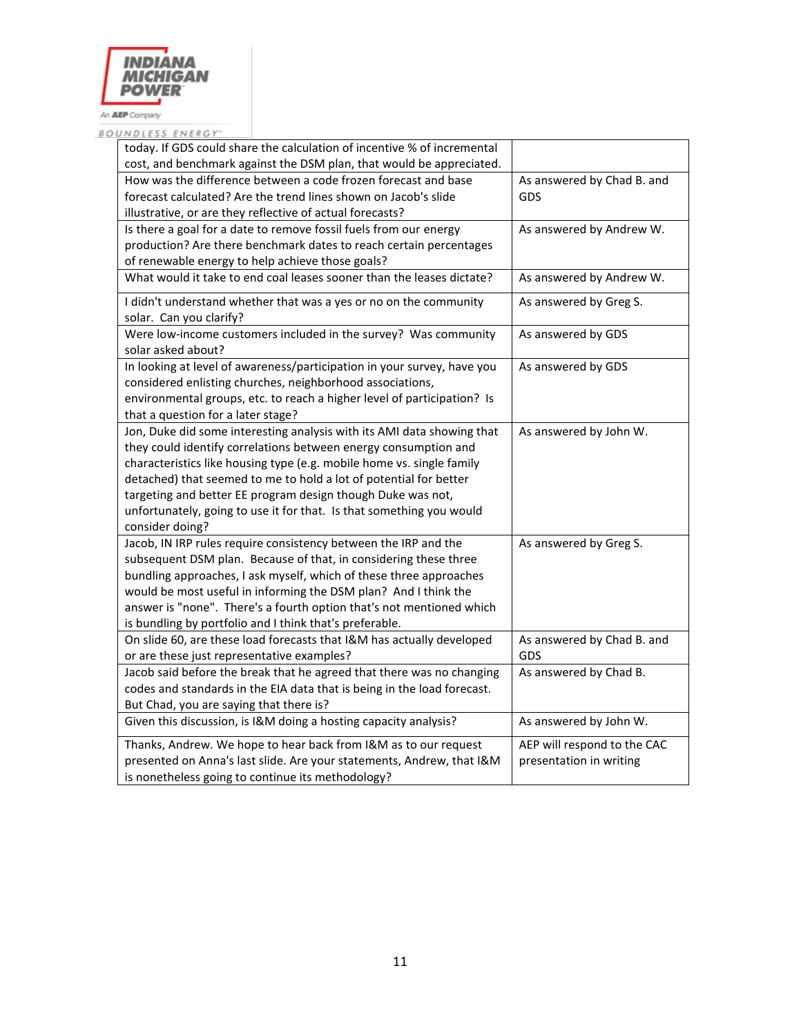| | |
|---|---|
| today. If GDS could share the calculation of incentive % of incremental cost, and benchmark against the DSM plan, that would be appreciated. | |
| How was the difference between a code frozen forecast and base forecast calculated? Are the trend lines shown on Jacob's slide illustrative, or are they reflective of actual forecasts? | As answered by Chad B. and GDS |
| Is there a goal for a date to remove fossil fuels from our energy production? Are there benchmark dates to reach certain percentages of renewable energy to help achieve those goals? | As answered by Andrew W. |
| What would it take to end coal leases sooner than the leases dictate? | As answered by Andrew W. |
| I didn't understand whether that was a yes or no on the community solar. Can you clarify? | As answered by Greg S. |
| Were low-income customers included in the survey? Was community solar asked about? | As answered by GDS |
| In looking at level of awareness/participation in your survey, have you considered enlisting churches, neighborhood associations, environmental groups, etc. to reach a higher level of participation? Is that a question for a later stage? | As answered by GDS |
| Jon, Duke did some interesting analysis with its AMI data showing that they could identify correlations between energy consumption and characteristics like housing type (e.g. mobile home vs. single family detached) that seemed to me to hold a lot of potential for better targeting and better EE program design though Duke was not, unfortunately, going to use it for that. Is that something you would consider doing? | As answered by John W. |
| Jacob, IN IRP rules require consistency between the IRP and the subsequent DSM plan. Because of that, in considering these three bundling approaches, I ask myself, which of these three approaches would be most useful in informing the DSM plan? And I think the answer is "none". There's a fourth option that's not mentioned which is bundling by portfolio and I think that's preferable. | As answered by Greg S. |
| On slide 60, are these load forecasts that I&M has actually developed or are these just representative examples? | As answered by Chad B. and GDS |
| Jacob said before the break that he agreed that there was no changing codes and standards in the EIA data that is being in the load forecast. But Chad, you are saying that there is? | As answered by Chad B. |
| Given this discussion, is I&M doing a hosting capacity analysis? | As answered by John W. |
| Thanks, Andrew. We hope to hear back from I&M as to our request presented on Anna's last slide. Are your statements, Andrew, that I&M is nonetheless going to continue its methodology? | AEP will respond to the CAC presentation in writing |